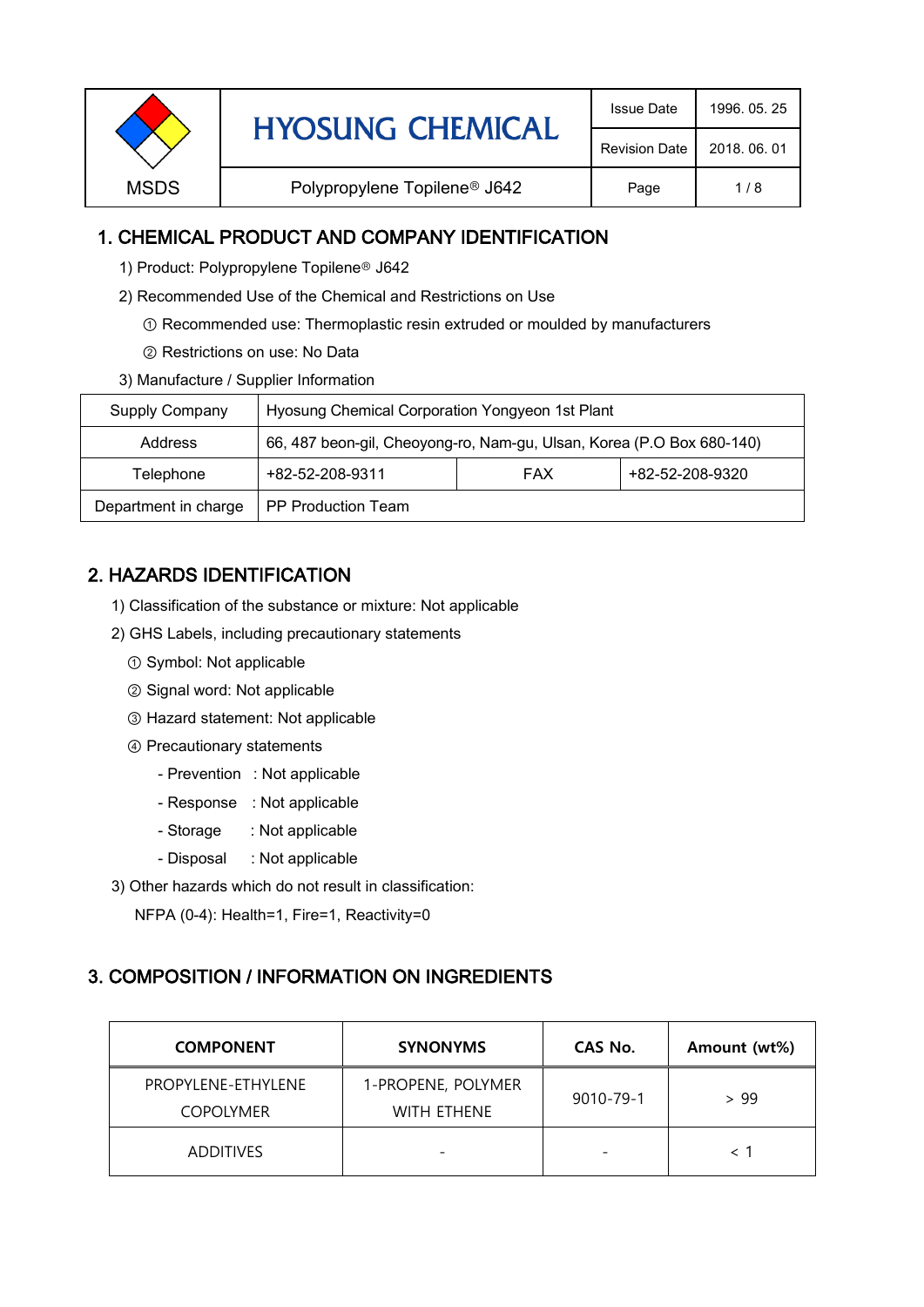| MSDS | HYOSUNG CHEMICAL | Issue Date | 1996. 05. 25 |
|---|---|---|---|
| | | Revision Date | 2018. 06. 01 |
| | Polypropylene Topilene® J642 | Page | 1 / 8 |

## 1. CHEMICAL PRODUCT AND COMPANY IDENTIFICATION

1) Product: Polypropylene Topilene® J642

2) Recommended Use of the Chemical and Restrictions on Use

① Recommended use: Thermoplastic resin extruded or moulded by manufacturers

② Restrictions on use: No Data

3) Manufacture / Supplier Information

| Supply Company | Hyosung Chemical Corporation Yongyeon 1st Plant | | |
|---|---|---|---|
| Address | 66, 487 beon-gil, Cheoyong-ro, Nam-gu, Ulsan, Korea (P.O Box 680-140) | | |
| Telephone | +82-52-208-9311 | FAX | +82-52-208-9320 |
| Department in charge | PP Production Team | | |

## 2. HAZARDS IDENTIFICATION

1) Classification of the substance or mixture: Not applicable

2) GHS Labels, including precautionary statements

① Symbol: Not applicable

② Signal word: Not applicable

③ Hazard statement: Not applicable

④ Precautionary statements

- Prevention : Not applicable
- Response : Not applicable
- Storage : Not applicable
- Disposal : Not applicable

3) Other hazards which do not result in classification:

NFPA (0-4): Health=1, Fire=1, Reactivity=0

## 3. COMPOSITION / INFORMATION ON INGREDIENTS

| COMPONENT | SYNONYMS | CAS No. | Amount (wt%) |
|---|---|---|---|
| PROPYLENE-ETHYLENE COPOLYMER | 1-PROPENE, POLYMER WITH ETHENE | 9010-79-1 | > 99 |
| ADDITIVES | - | - | < 1 |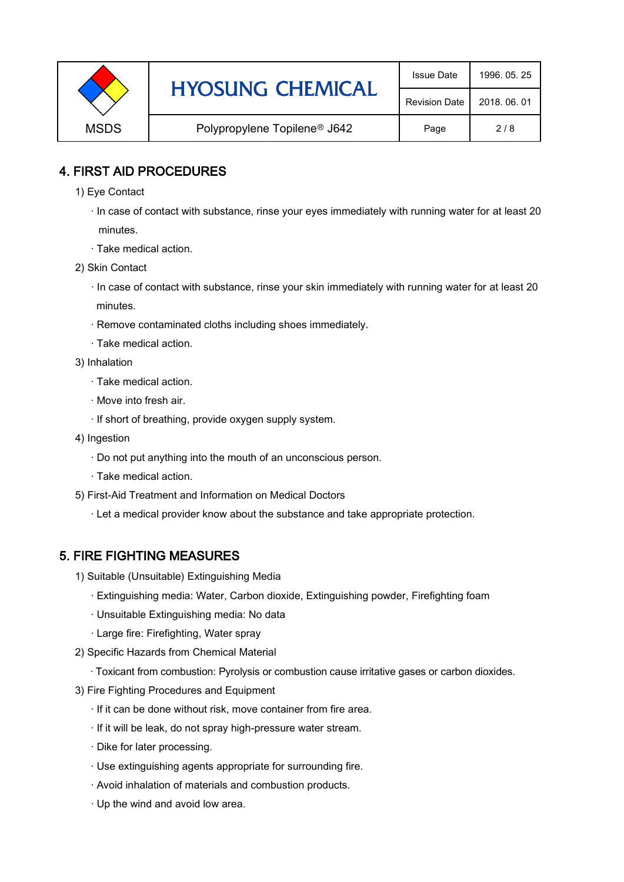## 4. FIRST AID PROCEDURES

1) Eye Contact

- In case of contact with substance, rinse your eyes immediately with running water for at least 20 minutes.
- Take medical action.

2) Skin Contact

- In case of contact with substance, rinse your skin immediately with running water for at least 20 minutes.
- Remove contaminated cloths including shoes immediately.
- Take medical action.

3) Inhalation

- Take medical action.
- Move into fresh air.
- If short of breathing, provide oxygen supply system.

4) Ingestion

- Do not put anything into the mouth of an unconscious person.
- Take medical action.

5) First-Aid Treatment and Information on Medical Doctors

- Let a medical provider know about the substance and take appropriate protection.

## 5. FIRE FIGHTING MEASURES

1) Suitable (Unsuitable) Extinguishing Media

- Extinguishing media: Water, Carbon dioxide, Extinguishing powder, Firefighting foam
- Unsuitable Extinguishing media: No data
- Large fire: Firefighting, Water spray

2) Specific Hazards from Chemical Material

- Toxicant from combustion: Pyrolysis or combustion cause irritative gases or carbon dioxides.

3) Fire Fighting Procedures and Equipment

- If it can be done without risk, move container from fire area.
- If it will be leak, do not spray high-pressure water stream.
- Dike for later processing.
- Use extinguishing agents appropriate for surrounding fire.
- Avoid inhalation of materials and combustion products.
- Up the wind and avoid low area.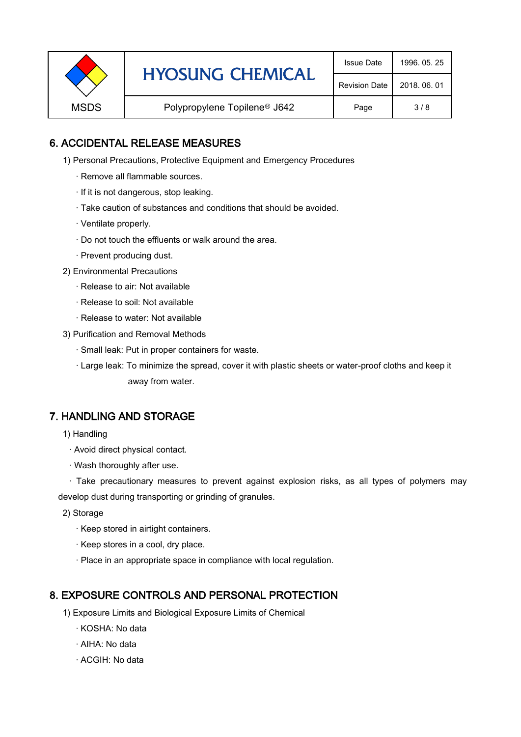## 6. ACCIDENTAL RELEASE MEASURES

1) Personal Precautions, Protective Equipment and Emergency Procedures

- · Remove all flammable sources.
- · If it is not dangerous, stop leaking.
- · Take caution of substances and conditions that should be avoided.
- · Ventilate properly.
- · Do not touch the effluents or walk around the area.
- · Prevent producing dust.

2) Environmental Precautions

- · Release to air: Not available
- · Release to soil: Not available
- · Release to water: Not available

3) Purification and Removal Methods

- · Small leak: Put in proper containers for waste.
- · Large leak: To minimize the spread, cover it with plastic sheets or water-proof cloths and keep it away from water.

## 7. HANDLING AND STORAGE

1) Handling

- · Avoid direct physical contact.
- · Wash thoroughly after use.
- · Take precautionary measures to prevent against explosion risks, as all types of polymers may develop dust during transporting or grinding of granules.

2) Storage

- · Keep stored in airtight containers.
- · Keep stores in a cool, dry place.
- · Place in an appropriate space in compliance with local regulation.

## 8. EXPOSURE CONTROLS AND PERSONAL PROTECTION

1) Exposure Limits and Biological Exposure Limits of Chemical

- · KOSHA: No data
- · AIHA: No data
- · ACGIH: No data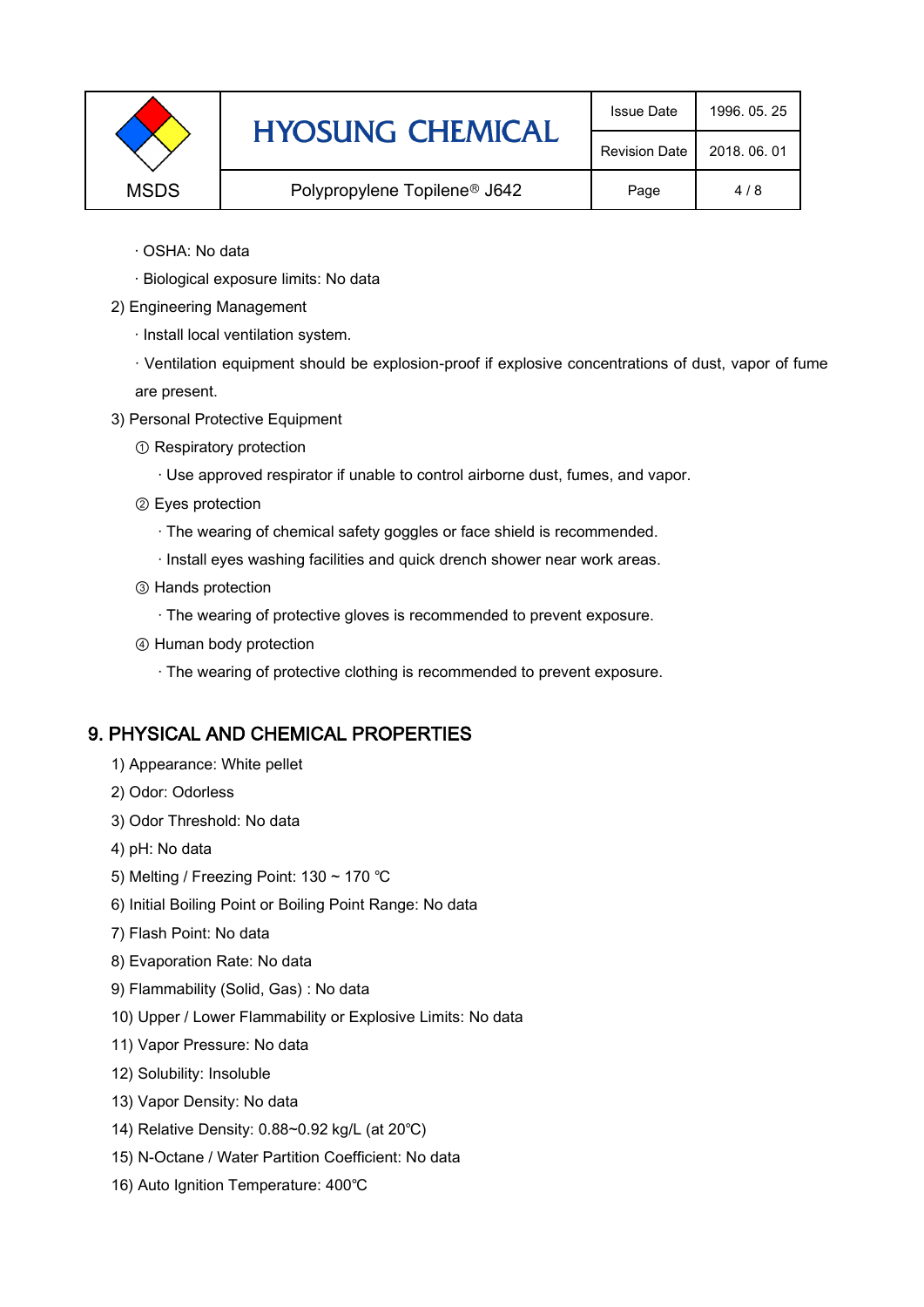· OSHA: No data

· Biological exposure limits: No data

2) Engineering Management

· Install local ventilation system.

· Ventilation equipment should be explosion-proof if explosive concentrations of dust, vapor of fume are present.

3) Personal Protective Equipment

① Respiratory protection

· Use approved respirator if unable to control airborne dust, fumes, and vapor.

② Eyes protection

· The wearing of chemical safety goggles or face shield is recommended.

· Install eyes washing facilities and quick drench shower near work areas.

③ Hands protection

· The wearing of protective gloves is recommended to prevent exposure.

④ Human body protection

· The wearing of protective clothing is recommended to prevent exposure.

## 9. PHYSICAL AND CHEMICAL PROPERTIES

1) Appearance: White pellet

2) Odor: Odorless

3) Odor Threshold: No data

4) pH: No data

5) Melting / Freezing Point: 130 ~ 170 ℃

6) Initial Boiling Point or Boiling Point Range: No data

7) Flash Point: No data

8) Evaporation Rate: No data

9) Flammability (Solid, Gas) : No data

10) Upper / Lower Flammability or Explosive Limits: No data

11) Vapor Pressure: No data

12) Solubility: Insoluble

13) Vapor Density: No data

14) Relative Density: 0.88~0.92 kg/L (at 20℃)

15) N-Octane / Water Partition Coefficient: No data

16) Auto Ignition Temperature: 400℃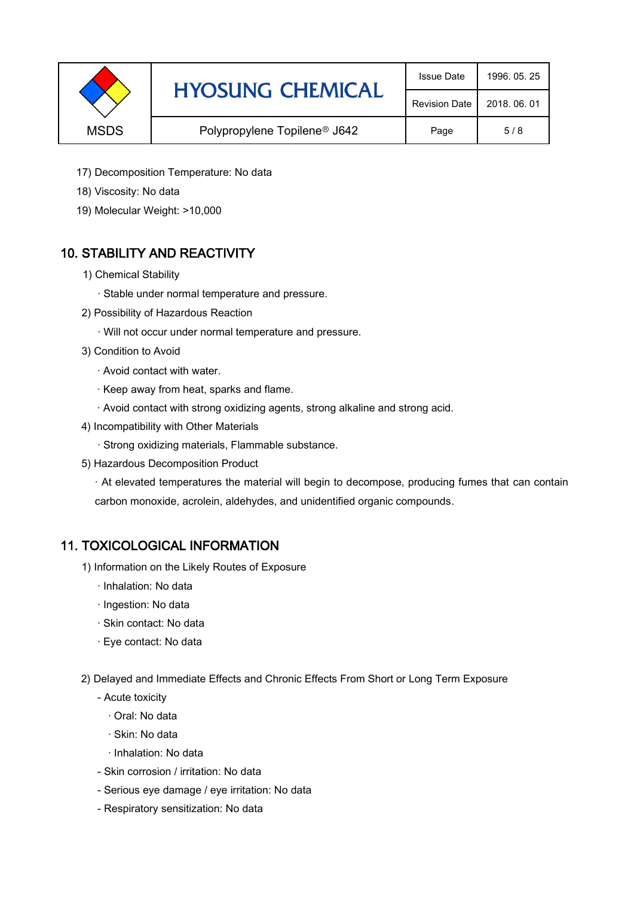17) Decomposition Temperature: No data

18) Viscosity: No data

19) Molecular Weight: >10,000

## 10. STABILITY AND REACTIVITY

1) Chemical Stability

· Stable under normal temperature and pressure.

2) Possibility of Hazardous Reaction

· Will not occur under normal temperature and pressure.

3) Condition to Avoid

· Avoid contact with water.

· Keep away from heat, sparks and flame.

· Avoid contact with strong oxidizing agents, strong alkaline and strong acid.

4) Incompatibility with Other Materials

· Strong oxidizing materials, Flammable substance.

5) Hazardous Decomposition Product

· At elevated temperatures the material will begin to decompose, producing fumes that can contain carbon monoxide, acrolein, aldehydes, and unidentified organic compounds.

## 11. TOXICOLOGICAL INFORMATION

1) Information on the Likely Routes of Exposure

· Inhalation: No data

· Ingestion: No data

· Skin contact: No data

· Eye contact: No data

2) Delayed and Immediate Effects and Chronic Effects From Short or Long Term Exposure

- Acute toxicity
  - · Oral: No data
  - · Skin: No data
  - · Inhalation: No data
- Skin corrosion / irritation: No data
- Serious eye damage / eye irritation: No data
- Respiratory sensitization: No data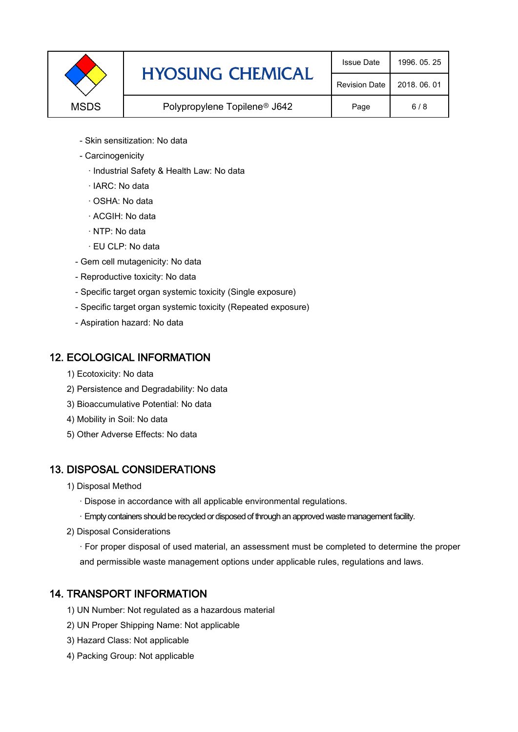- Skin sensitization: No data
- Carcinogenicity
  - · Industrial Safety & Health Law: No data
  - · IARC: No data
  - · OSHA: No data
  - · ACGIH: No data
  - · NTP: No data
  - · EU CLP: No data
- Gem cell mutagenicity: No data
- Reproductive toxicity: No data
- Specific target organ systemic toxicity (Single exposure)
- Specific target organ systemic toxicity (Repeated exposure)
- Aspiration hazard: No data

## 12. ECOLOGICAL INFORMATION

1) Ecotoxicity: No data
2) Persistence and Degradability: No data
3) Bioaccumulative Potential: No data
4) Mobility in Soil: No data
5) Other Adverse Effects: No data

## 13. DISPOSAL CONSIDERATIONS

1) Disposal Method
   - · Dispose in accordance with all applicable environmental regulations.
   - · Empty containers should be recycled or disposed of through an approved waste management facility.
2) Disposal Considerations
   - · For proper disposal of used material, an assessment must be completed to determine the proper and permissible waste management options under applicable rules, regulations and laws.

## 14. TRANSPORT INFORMATION

1) UN Number: Not regulated as a hazardous material
2) UN Proper Shipping Name: Not applicable
3) Hazard Class: Not applicable
4) Packing Group: Not applicable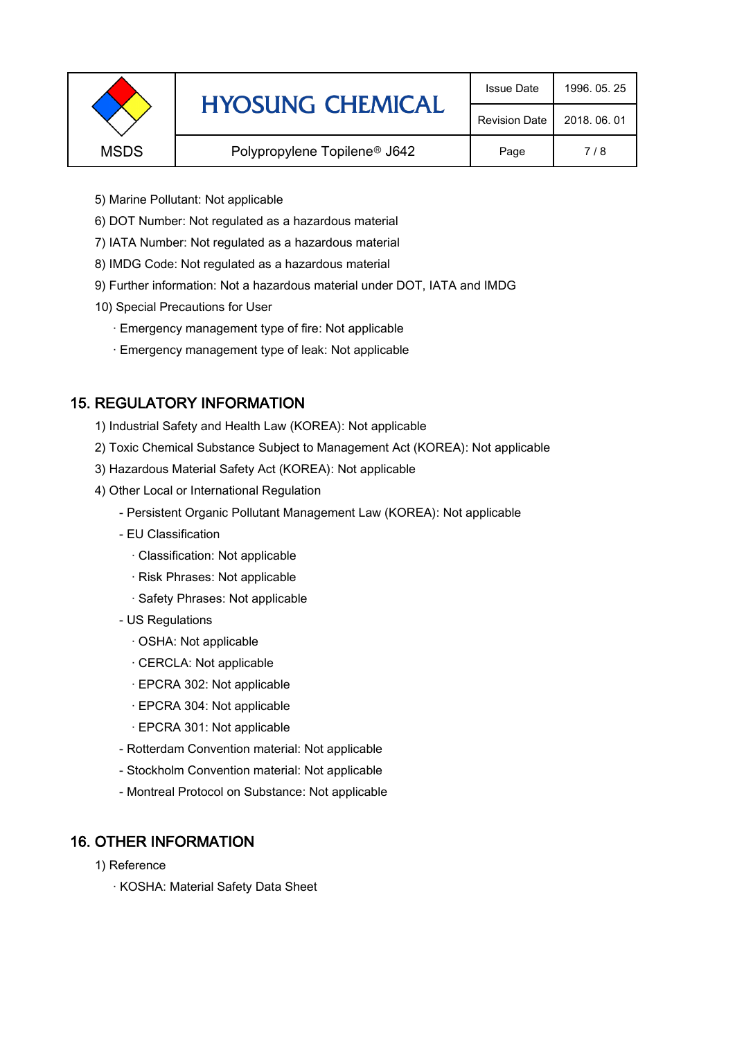5) Marine Pollutant: Not applicable

6) DOT Number: Not regulated as a hazardous material

7) IATA Number: Not regulated as a hazardous material

8) IMDG Code: Not regulated as a hazardous material

9) Further information: Not a hazardous material under DOT, IATA and IMDG

10) Special Precautions for User

· Emergency management type of fire: Not applicable

· Emergency management type of leak: Not applicable

## 15. REGULATORY INFORMATION

1) Industrial Safety and Health Law (KOREA): Not applicable

2) Toxic Chemical Substance Subject to Management Act (KOREA): Not applicable

3) Hazardous Material Safety Act (KOREA): Not applicable

4) Other Local or International Regulation

- Persistent Organic Pollutant Management Law (KOREA): Not applicable
- EU Classification
  - · Classification: Not applicable
  - · Risk Phrases: Not applicable
  - · Safety Phrases: Not applicable
- US Regulations
  - · OSHA: Not applicable
  - · CERCLA: Not applicable
  - · EPCRA 302: Not applicable
  - · EPCRA 304: Not applicable
  - · EPCRA 301: Not applicable
- Rotterdam Convention material: Not applicable
- Stockholm Convention material: Not applicable
- Montreal Protocol on Substance: Not applicable

## 16. OTHER INFORMATION

1) Reference

· KOSHA: Material Safety Data Sheet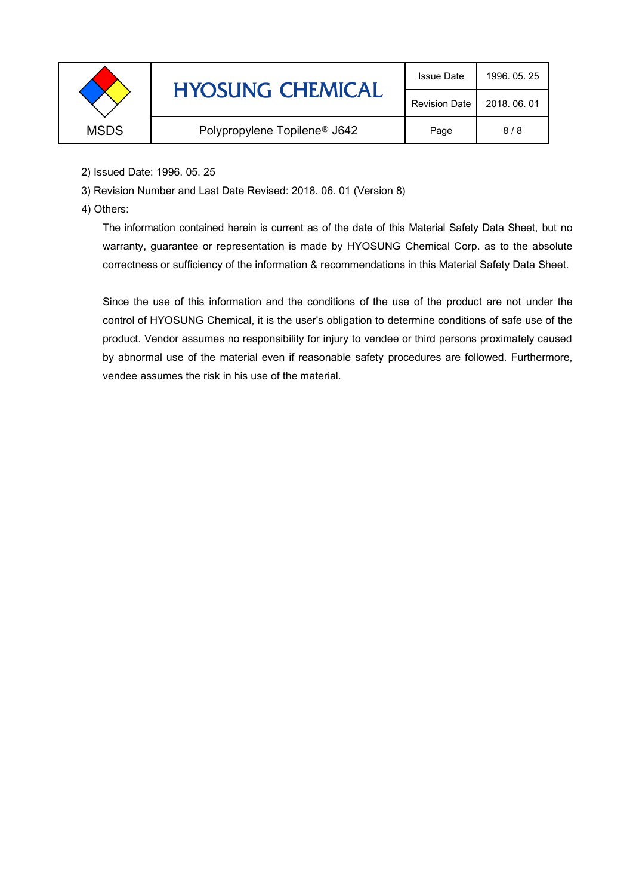2) Issued Date: 1996. 05. 25

3) Revision Number and Last Date Revised: 2018. 06. 01 (Version 8)

4) Others:

The information contained herein is current as of the date of this Material Safety Data Sheet, but no warranty, guarantee or representation is made by HYOSUNG Chemical Corp. as to the absolute correctness or sufficiency of the information & recommendations in this Material Safety Data Sheet.

Since the use of this information and the conditions of the use of the product are not under the control of HYOSUNG Chemical, it is the user's obligation to determine conditions of safe use of the product. Vendor assumes no responsibility for injury to vendee or third persons proximately caused by abnormal use of the material even if reasonable safety procedures are followed. Furthermore, vendee assumes the risk in his use of the material.